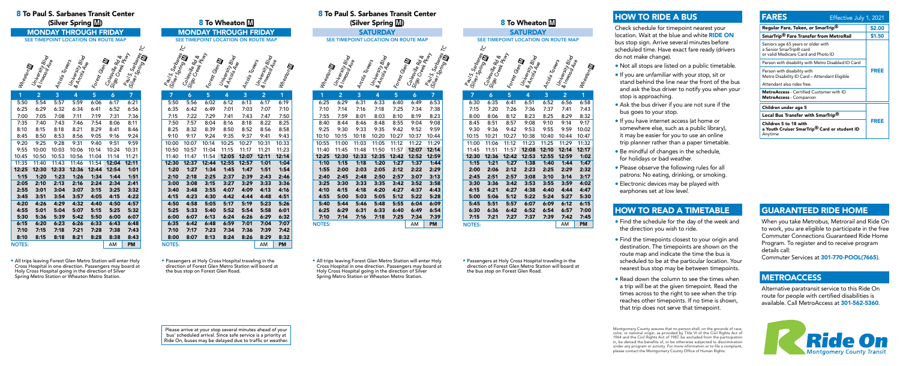# 8 To Paul S. Sarbanes Transit Center (Silver Spring M)

## MONDAY THROUGH FRIDAY

SEE TIMEPOINT LOCATION ON ROUTE MAP

| Wheaton M | University Blvd & Inwood Ave | Arcola Towers | University Blvd & Arcola Ave | Forest Glen M | Colesville Rd & Sligo Creek Pkwy | Paul S. Sarbanes TC (Silver Spring M) |
|---|---|---|---|---|---|---|
| 1 | 2 | 3 | 4 | 5 | 6 | 7 |
| 5:50 | 5:54 | 5:57 | 5:59 | 6:06 | 6:17 | 6:21 |
| 6:25 | 6:29 | 6:32 | 6:34 | 6:41 | 6:52 | 6:56 |
| 7:00 | 7:05 | 7:08 | 7:11 | 7:19 | 7:31 | 7:36 |
| 7:35 | 7:40 | 7:43 | 7:46 | 7:54 | 8:06 | 8:11 |
| 8:10 | 8:15 | 8:18 | 8:21 | 8:29 | 8:41 | 8:46 |
| 8:45 | 8:50 | 8:53 | 8:56 | 9:05 | 9:16 | 9:24 |
| 9:20 | 9:25 | 9:28 | 9:31 | 9:40 | 9:51 | 9:59 |
| 9:55 | 10:00 | 10:03 | 10:06 | 10:14 | 10:24 | 10:31 |
| 10:45 | 10:50 | 10:53 | 10:56 | 11:04 | 11:14 | 11:21 |
| 11:35 | 11:40 | 11:43 | 11:46 | 11:54 | **12:04** | **12:11** |
| **12:25** | **12:30** | **12:33** | **12:36** | **12:44** | **12:54** | **1:01** |
| **1:15** | **1:20** | **1:23** | **1:26** | **1:34** | **1:44** | **1:51** |
| **2:05** | **2:10** | **2:13** | **2:16** | **2:24** | **2:34** | **2:41** |
| **2:55** | **3:01** | **3:04** | **3:07** | **3:15** | **3:25** | **3:32** |
| **3:45** | **3:51** | **3:54** | **3:57** | **4:05** | **4:15** | **4:22** |
| **4:20** | **4:26** | **4:29** | **4:32** | **4:40** | **4:50** | **4:57** |
| **4:55** | **5:01** | **5:04** | **5:07** | **5:15** | **5:25** | **5:32** |
| **5:30** | **5:36** | **5:39** | **5:42** | **5:50** | **6:00** | **6:07** |
| **6:15** | **6:20** | **6:23** | **6:26** | **6:33** | **6:43** | **6:48** |
| **7:10** | **7:15** | **7:18** | **7:21** | **7:28** | **7:38** | **7:43** |
| **8:10** | **8:15** | **8:18** | **8:21** | **8:28** | **8:38** | **8:43** |
| NOTES: | | | | | AM | **PM** |

- All trips leaving Forest Glen Metro Station will enter Holy Cross Hospital in one direction. Passengers may board at Holy Cross Hospital going in the direction of Silver Spring Metro Station or Wheaton Metro Station.

# 8 To Wheaton M

## MONDAY THROUGH FRIDAY

SEE TIMEPOINT LOCATION ON ROUTE MAP

| Paul S. Sarbanes TC (Silver Spring M) | Colesville Rd & Sligo Creek Pkwy | Forest Glen M | University Blvd & Arcola Ave | Arcola Towers | University Blvd & Inwood Ave | Wheaton M |
|---|---|---|---|---|---|---|
| 7 | 6 | 5 | 4 | 3 | 2 | 1 |
| 5:50 | 5:56 | 6:02 | 6:12 | 6:13 | 6:17 | 6:19 |
| 6:35 | 6:42 | 6:49 | 7:01 | 7:03 | 7:07 | 7:10 |
| 7:15 | 7:22 | 7:29 | 7:41 | 7:43 | 7:47 | 7:50 |
| 7:50 | 7:57 | 8:04 | 8:16 | 8:18 | 8:22 | 8:25 |
| 8:25 | 8:32 | 8:39 | 8:50 | 8:52 | 8:56 | 8:58 |
| 9:10 | 9:17 | 9:24 | 9:35 | 9:37 | 9:41 | 9:43 |
| 10:00 | 10:07 | 10:14 | 10:25 | 10:27 | 10:31 | 10:33 |
| 10:50 | 10:57 | 11:04 | 11:15 | 11:17 | 11:21 | 11:23 |
| 11:40 | 11:47 | 11:54 | **12:05** | **12:07** | **12:11** | **12:14** |
| **12:30** | **12:37** | **12:44** | **12:55** | **12:57** | **1:01** | **1:04** |
| **1:20** | **1:27** | **1:34** | **1:45** | **1:47** | **1:51** | **1:54** |
| **2:10** | **2:18** | **2:25** | **2:37** | **2:39** | **2:43** | **2:46** |
| **3:00** | **3:08** | **3:15** | **3:27** | **3:29** | **3:33** | **3:36** |
| **3:40** | **3:48** | **3:55** | **4:07** | **4:09** | **4:13** | **4:16** |
| **4:15** | **4:23** | **4:30** | **4:42** | **4:44** | **4:48** | **4:51** |
| **4:50** | **4:58** | **5:05** | **5:17** | **5:19** | **5:23** | **5:26** |
| **5:25** | **5:33** | **5:40** | **5:52** | **5:54** | **5:58** | **6:01** |
| **6:00** | **6:07** | **6:13** | **6:24** | **6:26** | **6:29** | **6:32** |
| **6:35** | **6:42** | **6:48** | **6:59** | **7:01** | **7:04** | **7:07** |
| **7:10** | **7:17** | **7:23** | **7:34** | **7:36** | **7:39** | **7:42** |
| **8:00** | **8:07** | **8:13** | **8:24** | **8:26** | **8:29** | **8:32** |
| NOTES: | | | | | AM | **PM** |

- Passengers at Holy Cross Hospital traveling in the direction of Forest Glen Metro Station will board at the bus stop on Forest Glen Road.

Please arrive at your stop several minutes ahead of your bus' scheduled arrival. Since safe service is a priority at Ride On, buses may be delayed due to traffic or weather.

# 8 To Paul S. Sarbanes Transit Center (Silver Spring M)

## SATURDAY

SEE TIMEPOINT LOCATION ON ROUTE MAP

| Wheaton M | University Blvd & Inwood Ave | Arcola Towers | University Blvd & Arcola Ave | Forest Glen M | Colesville Rd & Sligo Creek Pkwy | Paul S. Sarbanes TC (Silver Spring M) |
|---|---|---|---|---|---|---|
| 1 | 2 | 3 | 4 | 5 | 6 | 7 |
| 6:25 | 6:29 | 6:31 | 6:33 | 6:40 | 6:49 | 6:53 |
| 7:10 | 7:14 | 7:16 | 7:18 | 7:25 | 7:34 | 7:38 |
| 7:55 | 7:59 | 8:01 | 8:03 | 8:10 | 8:19 | 8:23 |
| 8:40 | 8:44 | 8:46 | 8:48 | 8:55 | 9:04 | 9:08 |
| 9:25 | 9:30 | 9:33 | 9:35 | 9:42 | 9:52 | 9:59 |
| 10:10 | 10:15 | 10:18 | 10:20 | 10:27 | 10:37 | 10:44 |
| 10:55 | 11:00 | 11:03 | 11:05 | 11:12 | 11:22 | 11:29 |
| 11:40 | 11:45 | 11:48 | 11:50 | 11:57 | **12:07** | **12:14** |
| **12:25** | **12:30** | **12:33** | **12:35** | **12:42** | **12:52** | **12:59** |
| **1:10** | **1:15** | **1:18** | **1:20** | **1:27** | **1:37** | **1:44** |
| **1:55** | **2:00** | **2:03** | **2:05** | **2:12** | **2:22** | **2:29** |
| **2:40** | **2:45** | **2:48** | **2:50** | **2:57** | **3:07** | **3:13** |
| **3:25** | **3:30** | **3:33** | **3:35** | **3:42** | **3:52** | **3:58** |
| **4:10** | **4:15** | **4:18** | **4:20** | **4:27** | **4:37** | **4:43** |
| **4:55** | **5:00** | **5:03** | **5:05** | **5:12** | **5:22** | **5:28** |
| **5:40** | **5:44** | **5:46** | **5:48** | **5:55** | **6:04** | **6:09** |
| **6:25** | **6:29** | **6:31** | **6:33** | **6:40** | **6:49** | **6:54** |
| **7:10** | **7:14** | **7:16** | **7:18** | **7:25** | **7:34** | **7:39** |
| NOTES: | | | | | AM | **PM** |

- All trips leaving Forest Glen Metro Station will enter Holy Cross Hospital in one direction. Passengers may board at Holy Cross Hospital going in the direction of Silver Spring Metro Station or Wheaton Metro Station.

# 8 To Wheaton M

## SATURDAY

SEE TIMEPOINT LOCATION ON ROUTE MAP

| Paul S. Sarbanes TC (Silver Spring M) | Colesville Rd & Sligo Creek Pkwy | Forest Glen M | University Blvd & Arcola Ave | Arcola Towers | University Blvd & Inwood Ave | Wheaton M |
|---|---|---|---|---|---|---|
| 7 | 6 | 5 | 4 | 3 | 2 | 1 |
| 6:30 | 6:35 | 6:41 | 6:51 | 6:52 | 6:56 | 6:58 |
| 7:15 | 7:20 | 7:26 | 7:36 | 7:37 | 7:41 | 7:43 |
| 8:00 | 8:06 | 8:12 | 8:23 | 8:25 | 8:29 | 8:32 |
| 8:45 | 8:51 | 8:57 | 9:08 | 9:10 | 9:14 | 9:17 |
| 9:30 | 9:36 | 9:42 | 9:53 | 9:55 | 9:59 | 10:02 |
| 10:15 | 10:21 | 10:27 | 10:38 | 10:40 | 10:44 | 10:47 |
| 11:00 | 11:06 | 11:12 | 11:23 | 11:25 | 11:29 | 11:32 |
| 11:45 | 11:51 | 11:57 | **12:08** | **12:10** | **12:14** | **12:17** |
| **12:30** | **12:36** | **12:42** | **12:53** | **12:55** | **12:59** | **1:02** |
| **1:15** | **1:21** | **1:27** | **1:38** | **1:40** | **1:44** | **1:47** |
| **2:00** | **2:06** | **2:12** | **2:23** | **2:25** | **2:29** | **2:32** |
| **2:45** | **2:51** | **2:57** | **3:08** | **3:10** | **3:14** | **3:17** |
| **3:30** | **3:36** | **3:42** | **3:53** | **3:55** | **3:59** | **4:02** |
| **4:15** | **4:21** | **4:27** | **4:38** | **4:40** | **4:44** | **4:47** |
| **5:00** | **5:06** | **5:12** | **5:22** | **5:24** | **5:27** | **5:30** |
| **5:45** | **5:51** | **5:57** | **6:07** | **6:09** | **6:12** | **6:15** |
| **6:30** | **6:36** | **6:42** | **6:52** | **6:54** | **6:57** | **7:00** |
| **7:15** | **7:21** | **7:27** | **7:37** | **7:39** | **7:42** | **7:45** |
| NOTES: | | | | | AM | **PM** |

- Passengers at Holy Cross Hospital traveling in the direction of Forest Glen Metro Station will board at the bus stop on Forest Glen Road.

## HOW TO RIDE A BUS

Check schedule for timepoint nearest your location. Wait at the blue and white **RIDE ON** bus stop sign. Arrive several minutes before scheduled time. Have exact fare ready (drivers do not make change).

- Not all stops are listed on a public timetable.
- If you are unfamiliar with your stop, sit or stand behind the line near the front of the bus and ask the bus driver to notify you when your stop is approaching.
- Ask the bus driver if you are not sure if the bus goes to your stop.
- If you have internet access (at home or somewhere else, such as a public library), it may be easier for you to use an online trip planner rather than a paper timetable.
- Be mindful of changes in the schedule, for holidays or bad weather.
- Please observe the following rules for all patrons: No eating, drinking, or smoking.
- Electronic devices may be played with earphones set *at low level.*

## HOW TO READ A TIMETABLE

- Find the schedule for the day of the week and the direction you wish to ride.
- Find the timepoints closest to your origin and destination. The timepoints are shown on the route map and indicate the time the bus is scheduled to be at the particular location. Your nearest bus stop may be between timepoints.
- Read down the column to see the times when a trip will be at the given timepoint. Read the times across to the right to see when the trip reaches other timepoints. If no time is shown, that trip does not serve that timepoint.

Montgomery County assures that no person shall, on the grounds of race, color, or national origin, as provided by Title VI of the Civil Rights Act of 1964 and the Civil Rights Act of 1987, be excluded from the participation in, be denied the benefits of, or be otherwise subjected to discrimination under any program or activity. For more information or to file a complaint, please contact the Montgomery County Office of Human Rights.

## FARES — Effective July 1, 2021

| | |
|---|---|
| **Regular Fare, Token, or SmarTrip®** | **$2.00** |
| **SmarTrip® Fare Transfer from MetroRail** | **$1.50** |
| Seniors age 65 years or older with a Senior SmarTrip® card or valid Medicare Card and Photo ID | **FREE** |
| Person with disability with Metro Disabled ID Card | |
| Person with disability with Metro Disability ID Card – Attendant Eligible | |
| Attendant also rides free. | |
| **MetroAccess** - Certified Customer with ID **MetroAccess** - Companion | |
| **Children under age 5** | **FREE** |
| **Local Bus Transfer with SmarTrip®** | |
| **Children 5 to 18 with a Youth Cruiser SmarTrip® Card or student ID** Anytime | |

## GUARANTEED RIDE HOME

When you take Metrobus, Metrorail and Ride On to work, you are eligible to participate in the free Commuter Connections Guaranteed Ride Home Program. To register and to receive program details call:

Commuter Services at **301-770-POOL(7665)**.

## METROACCESS

Alternative paratransit service to this Ride On route for people with certified disabilities is available. Call MetroAccess at **301-562-5360**.

Ride On Montgomery County Transit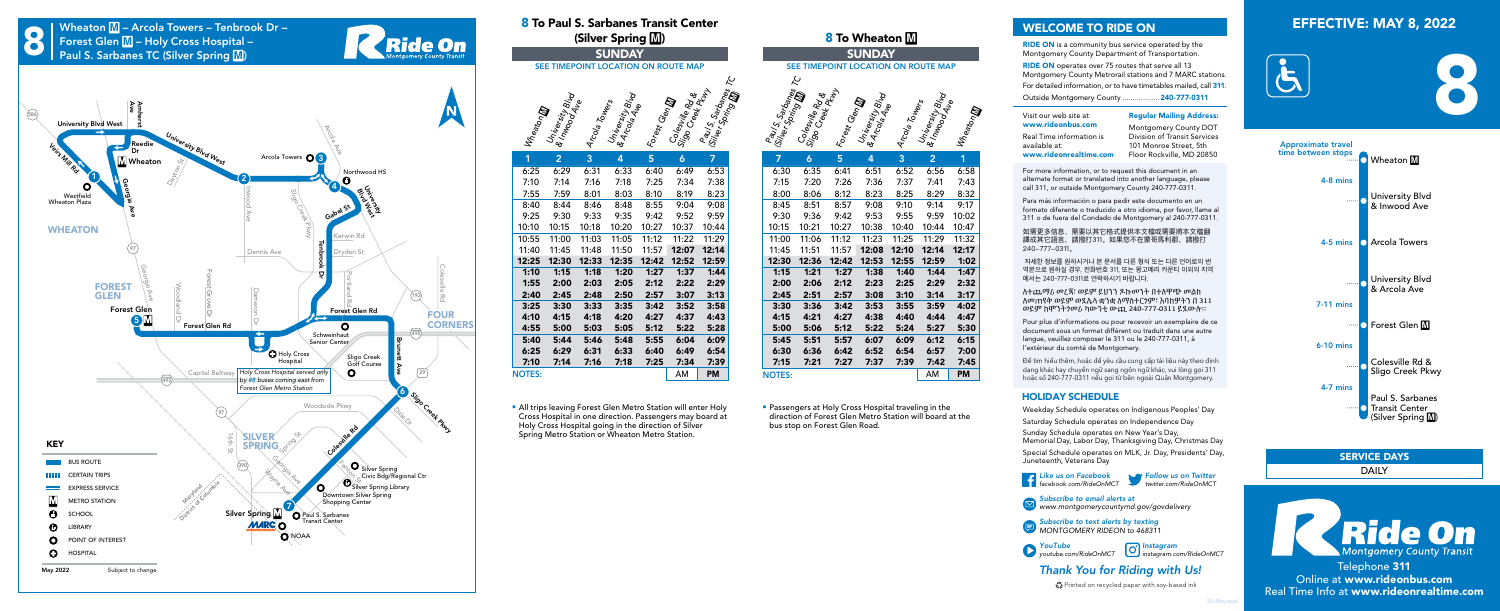# 8 Wheaton M – Arcola Towers – Tenbrook Dr – Forest Glen M – Holy Cross Hospital – Paul S. Sarbanes TC (Silver Spring M)

Ride On Montgomery County Transit

Wheaton
University Blvd West
Reedie Dr
Arcola Towers
Northwood HS
University Blvd West
Georgia Ave
Westfield Wheaton Plaza
WHEATON
Kerwin Rd
Dennis Ave
Dryden St
Tenbrook Dr
FOREST GLEN
Forest Glen
Forest Glen Rd
Schweinhaut Senior Center
Holy Cross Hospital
Sligo Creek Golf Course
FOUR CORNERS
Holy Cross Hospital served only by #8 buses coming east from Forest Glen Metro Station
Capital Beltway
Sligo Creek Pkwy
Colesville Rd
Woodside Pkwy
SILVER SPRING
Silver Spring Civic Bldg/Regional Ctr
Silver Spring Library
Downtown Silver Spring Shopping Center
Silver Spring
MARC
Paul S. Sarbanes Transit Center
NOAA
Maryland
District of Columbia

## KEY

- BUS ROUTE
- CERTAIN TRIPS
- EXPRESS SERVICE
- METRO STATION
- SCHOOL
- LIBRARY
- POINT OF INTEREST
- HOSPITAL

May 2022 Subject to change

## 8 To Paul S. Sarbanes Transit Center (Silver Spring M)

**SUNDAY**

SEE TIMEPOINT LOCATION ON ROUTE MAP

| Wheaton M | University Blvd & Inwood Ave | Arcola Towers | University Blvd & Arcola Ave | Forest Glen M | Colesville Rd & Sligo Creek Pkwy | Paul S. Sarbanes TC (Silver Spring M) |
|---|---|---|---|---|---|---|
| 1 | 2 | 3 | 4 | 5 | 6 | 7 |
| 6:25 | 6:29 | 6:31 | 6:33 | 6:40 | 6:49 | 6:53 |
| 7:10 | 7:14 | 7:16 | 7:18 | 7:25 | 7:34 | 7:38 |
| 7:55 | 7:59 | 8:01 | 8:03 | 8:10 | 8:19 | 8:23 |
| 8:40 | 8:44 | 8:46 | 8:48 | 8:55 | 9:04 | 9:08 |
| 9:25 | 9:30 | 9:33 | 9:35 | 9:42 | 9:52 | 9:59 |
| 10:10 | 10:15 | 10:18 | 10:20 | 10:27 | 10:37 | 10:44 |
| 10:55 | 11:00 | 11:03 | 11:05 | 11:12 | 11:22 | 11:29 |
| 11:40 | 11:45 | 11:48 | 11:50 | 11:57 | 12:07 | 12:14 |
| 12:25 | 12:30 | 12:33 | 12:35 | 12:42 | 12:52 | 12:59 |
| 1:10 | 1:15 | 1:18 | 1:20 | 1:27 | 1:37 | 1:44 |
| 1:55 | 2:00 | 2:03 | 2:05 | 2:12 | 2:22 | 2:29 |
| 2:40 | 2:45 | 2:48 | 2:50 | 2:57 | 3:07 | 3:13 |
| 3:25 | 3:30 | 3:33 | 3:35 | 3:42 | 3:52 | 3:58 |
| 4:10 | 4:15 | 4:18 | 4:20 | 4:27 | 4:37 | 4:43 |
| 4:55 | 5:00 | 5:03 | 5:05 | 5:12 | 5:22 | 5:28 |
| 5:40 | 5:44 | 5:46 | 5:48 | 5:55 | 6:04 | 6:09 |
| 6:25 | 6:29 | 6:31 | 6:33 | 6:40 | 6:49 | 6:54 |
| 7:10 | 7:14 | 7:16 | 7:18 | 7:25 | 7:34 | 7:39 |
| NOTES: | | | | | AM | PM |

- All trips leaving Forest Glen Metro Station will enter Holy Cross Hospital in one direction. Passengers may board at Holy Cross Hospital going in the direction of Silver Spring Metro Station or Wheaton Metro Station.

## 8 To Wheaton M

**SUNDAY**

SEE TIMEPOINT LOCATION ON ROUTE MAP

| Paul S. Sarbanes TC (Silver Spring M) | Colesville Rd & Sligo Creek Pkwy | Forest Glen M | University Blvd & Arcola Ave | Arcola Towers | University Blvd & Inwood Ave | Wheaton M |
|---|---|---|---|---|---|---|
| 7 | 6 | 5 | 4 | 3 | 2 | 1 |
| 6:30 | 6:35 | 6:41 | 6:51 | 6:52 | 6:56 | 6:58 |
| 7:15 | 7:20 | 7:26 | 7:36 | 7:37 | 7:41 | 7:43 |
| 8:00 | 8:06 | 8:12 | 8:23 | 8:25 | 8:29 | 8:32 |
| 8:45 | 8:51 | 8:57 | 9:08 | 9:10 | 9:14 | 9:17 |
| 9:30 | 9:36 | 9:42 | 9:53 | 9:55 | 9:59 | 10:02 |
| 10:15 | 10:21 | 10:27 | 10:38 | 10:40 | 10:44 | 10:47 |
| 11:00 | 11:06 | 11:12 | 11:23 | 11:25 | 11:29 | 11:32 |
| 11:45 | 11:51 | 11:57 | 12:08 | 12:10 | 12:14 | 12:17 |
| 12:30 | 12:36 | 12:42 | 12:53 | 12:55 | 12:59 | 1:02 |
| 1:15 | 1:21 | 1:27 | 1:38 | 1:40 | 1:44 | 1:47 |
| 2:00 | 2:06 | 2:12 | 2:23 | 2:25 | 2:29 | 2:32 |
| 2:45 | 2:51 | 2:57 | 3:08 | 3:10 | 3:14 | 3:17 |
| 3:30 | 3:36 | 3:42 | 3:53 | 3:55 | 3:59 | 4:02 |
| 4:15 | 4:21 | 4:27 | 4:38 | 4:40 | 4:44 | 4:47 |
| 5:00 | 5:06 | 5:12 | 5:22 | 5:24 | 5:27 | 5:30 |
| 5:45 | 5:51 | 5:57 | 6:07 | 6:09 | 6:12 | 6:15 |
| 6:30 | 6:36 | 6:42 | 6:52 | 6:54 | 6:57 | 7:00 |
| 7:15 | 7:21 | 7:27 | 7:37 | 7:39 | 7:42 | 7:45 |
| NOTES: | | | | | AM | PM |

- Passengers at Holy Cross Hospital traveling in the direction of Forest Glen Metro Station will board at the bus stop on Forest Glen Road.

## WELCOME TO RIDE ON

**RIDE ON** is a community bus service operated by the Montgomery County Department of Transportation.

**RIDE ON** operates over 75 routes that serve all 13 Montgomery County Metrorail stations and 7 MARC stations.

For detailed information, or to have timetables mailed, call **311**.

Outside Montgomery County .................. **240-777-0311**

Visit our web site at: **www.rideonbus.com**

Real Time information is available at: **www.rideonrealtime.com**

**Regular Mailing Address:**
Montgomery County DOT
Division of Transit Services
101 Monroe Street, 5th
Floor Rockville, MD 20850

For more information, or to request this document in an alternate format or translated into another language, please call 311, or outside Montgomery County 240-777-0311.

Para más información o para pedir este documento en un formato diferente o traducido a otro idioma, por favor, llame al 311 o de fuera del Condado de Montgomery al 240-777-0311.

如需更多信息、需要以其它格式提供本文檔或需要將本文檔翻譯成其它語言，請撥打311。如果您不在蒙哥馬利郡，請撥打240–777–0311。

자세한 정보를 원하시거나 본 문서를 다른 형식 또는 다른 언어로의 번역본으로 원하실 경우, 전화번호 311 또는 몽고메리 카운티 이외의 지역에서는 240-777-0311로 연락하시기 바랍니다.

ለተጨማሪ መረጃ፣ ወይም ይህንን ጽሁፍ በተለዋጭ መልክ ለመጠየቅ ወይም ወደሌላ ቋንቋ ለማስተርጎም፣ እባክዎትን በ 311 ወይም ከሞንትጎመሪ ካውንቲ ውጪ 240-777-0311 ይደውሉ።

Pour plus d'informations ou pour recevoir un exemplaire de ce document sous un format différent ou traduit dans une autre langue, veuillez composer le 311 ou le 240-777-0311, à l'extérieur du comté de Montgomery.

Để tìm hiểu thêm, hoặc để yêu cầu cung cấp tài liệu này theo định dạng khác hay chuyển ngữ sang ngôn ngữ khác, vui lòng gọi 311 hoặc số 240-777-0311 nếu gọi từ bên ngoài Quận Montgomery.

## HOLIDAY SCHEDULE

Weekday Schedule operates on Indigenous Peoples' Day

Saturday Schedule operates on Independence Day

Sunday Schedule operates on New Year's Day, Memorial Day, Labor Day, Thanksgiving Day, Christmas Day

Special Schedule operates on MLK, Jr. Day, Presidents' Day, Juneteenth, Veterans Day

*Like us on Facebook* facebook.com/RideOnMCT

*Follow us on Twitter* twitter.com/RideOnMCT

*Subscribe to email alerts at* www.montgomerycountymd.gov/govdelivery

*Subscribe to text alerts by texting* MONTGOMERY RIDEON *to 468311*

*YouTube* youtube.com/RideOnMCT

*Instagram* instagram.com/RideOnMCT

*Thank You for Riding with Us!*

Printed on recycled paper with soy-based ink

## EFFECTIVE: MAY 8, 2022

8

Approximate travel time between stops

- Wheaton M
- 4-8 mins
- University Blvd & Inwood Ave
- 4-5 mins
- Arcola Towers
- University Blvd & Arcola Ave
- 7-11 mins
- Forest Glen M
- 6-10 mins
- Colesville Rd & Sligo Creek Pkwy
- 4-7 mins
- Paul S. Sarbanes Transit Center (Silver Spring M)

**SERVICE DAYS**

DAILY

Ride On Montgomery County Transit

Telephone **311**

Online at **www.rideonbus.com**

Real Time Info at **www.rideonrealtime.com**